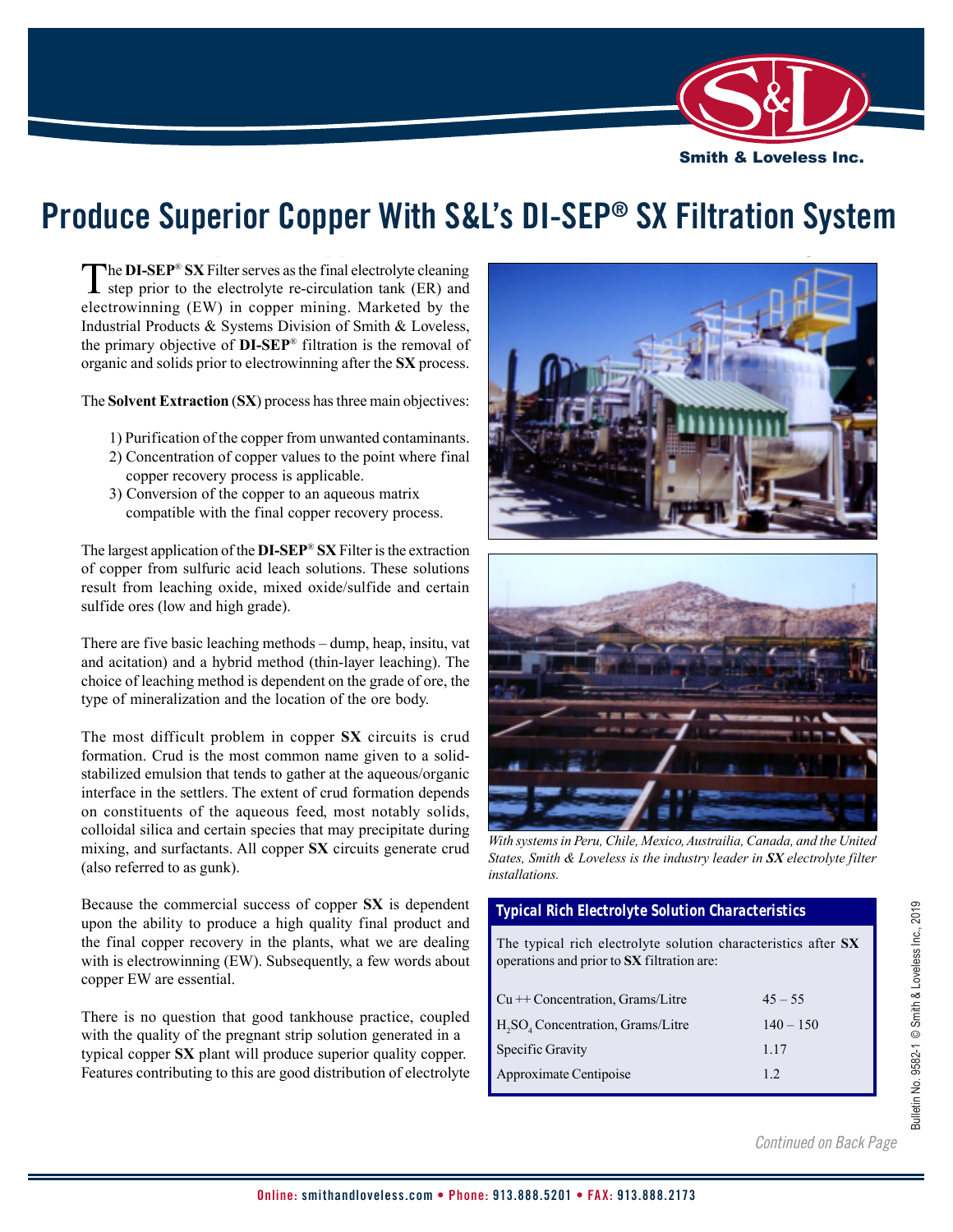# Produce Superior Copper With S&L's DI-SEP® SX Filtration System

The **DI-SEP® SX** Filter serves as the final electrolyte cleaning step prior to the electrolyte re-circulation tank (ER) and electrowinning (EW) in copper mining. Marketed by the Industrial Products & Systems Division of Smith & Loveless, the primary objective of **DI-SEP®** filtration is the removal of organic and solids prior to electrowinning after the **SX** process.

The **Solvent Extraction** (**SX**) process has three main objectives:

1) Purification of the copper from unwanted contaminants.
2) Concentration of copper values to the point where final copper recovery process is applicable.
3) Conversion of the copper to an aqueous matrix compatible with the final copper recovery process.

The largest application of the **DI-SEP® SX** Filter is the extraction of copper from sulfuric acid leach solutions. These solutions result from leaching oxide, mixed oxide/sulfide and certain sulfide ores (low and high grade).

There are five basic leaching methods – dump, heap, insitu, vat and acitation) and a hybrid method (thin-layer leaching). The choice of leaching method is dependent on the grade of ore, the type of mineralization and the location of the ore body.

The most difficult problem in copper **SX** circuits is crud formation. Crud is the most common name given to a solid-stabilized emulsion that tends to gather at the aqueous/organic interface in the settlers. The extent of crud formation depends on constituents of the aqueous feed, most notably solids, colloidal silica and certain species that may precipitate during mixing, and surfactants. All copper **SX** circuits generate crud (also referred to as gunk).

Because the commercial success of copper **SX** is dependent upon the ability to produce a high quality final product and the final copper recovery in the plants, what we are dealing with is electrowinning (EW). Subsequently, a few words about copper EW are essential.

There is no question that good tankhouse practice, coupled with the quality of the pregnant strip solution generated in a typical copper **SX** plant will produce superior quality copper. Features contributing to this are good distribution of electrolyte

*With systems in Peru, Chile, Mexico, Austrailia, Canada, and the United States, Smith & Loveless is the industry leader in **SX** electrolyte filter installations.*

### Typical Rich Electrolyte Solution Characteristics

The typical rich electrolyte solution characteristics after **SX** operations and prior to **SX** filtration are:

| Characteristic | Value |
|---|---|
| $Cu^{++}$ Concentration, Grams/Litre | 45 – 55 |
| $H_2SO_4$ Concentration, Grams/Litre | 140 – 150 |
| Specific Gravity | 1.17 |
| Approximate Centipoise | 1.2 |

*Continued on Back Page*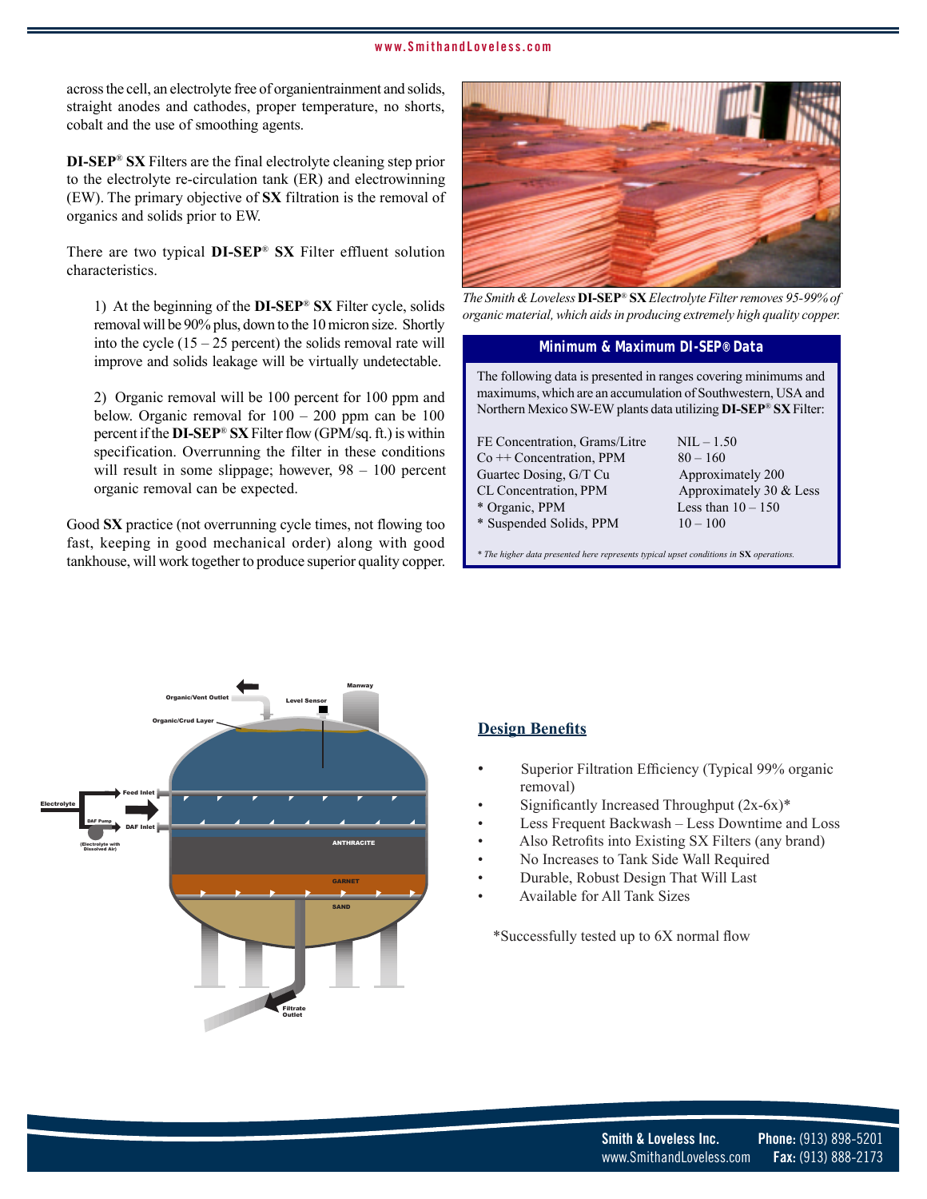across the cell, an electrolyte free of organientrainment and solids, straight anodes and cathodes, proper temperature, no shorts, cobalt and the use of smoothing agents.

**DI-SEP® SX** Filters are the final electrolyte cleaning step prior to the electrolyte re-circulation tank (ER) and electrowinning (EW). The primary objective of **SX** filtration is the removal of organics and solids prior to EW.

There are two typical **DI-SEP® SX** Filter effluent solution characteristics.

1) At the beginning of the **DI-SEP® SX** Filter cycle, solids removal will be 90% plus, down to the 10 micron size. Shortly into the cycle (15 – 25 percent) the solids removal rate will improve and solids leakage will be virtually undetectable.

2) Organic removal will be 100 percent for 100 ppm and below. Organic removal for 100 – 200 ppm can be 100 percent if the **DI-SEP® SX** Filter flow (GPM/sq. ft.) is within specification. Overrunning the filter in these conditions will result in some slippage; however, 98 – 100 percent organic removal can be expected.

Good **SX** practice (not overrunning cycle times, not flowing too fast, keeping in good mechanical order) along with good tankhouse, will work together to produce superior quality copper.

*The Smith & Loveless* ***DI-SEP® SX*** *Electrolyte Filter removes 95-99% of organic material, which aids in producing extremely high quality copper.*

## Minimum & Maximum DI-SEP® Data

The following data is presented in ranges covering minimums and maximums, which are an accumulation of Southwestern, USA and Northern Mexico SW-EW plants data utilizing **DI-SEP® SX** Filter:

| | |
|---|---|
| FE Concentration, Grams/Litre | NIL – 1.50 |
| Co ++ Concentration, PPM | 80 – 160 |
| Guartec Dosing, G/T Cu | Approximately 200 |
| CL Concentration, PPM | Approximately 30 & Less |
| * Organic, PPM | Less than 10 – 150 |
| * Suspended Solids, PPM | 10 – 100 |

*\* The higher data presented here represents typical upset conditions in* ***SX*** *operations.*

Organic/Vent Outlet
Manway
Level Sensor
Organic/Crud Layer
Feed Inlet
Electrolyte
DAF Pump
DAF Inlet
(Electrolyte with Dissolved Air)
ANTHRACITE
GARNET
SAND
Filtrate Outlet

## Design Benefits

- Superior Filtration Efficiency (Typical 99% organic removal)
- Significantly Increased Throughput (2x-6x)*
- Less Frequent Backwash – Less Downtime and Loss
- Also Retrofits into Existing SX Filters (any brand)
- No Increases to Tank Side Wall Required
- Durable, Robust Design That Will Last
- Available for All Tank Sizes

*Successfully tested up to 6X normal flow

**Smith & Loveless Inc.**
www.SmithandLoveless.com
**Phone:** (913) 898-5201
**Fax:** (913) 888-2173